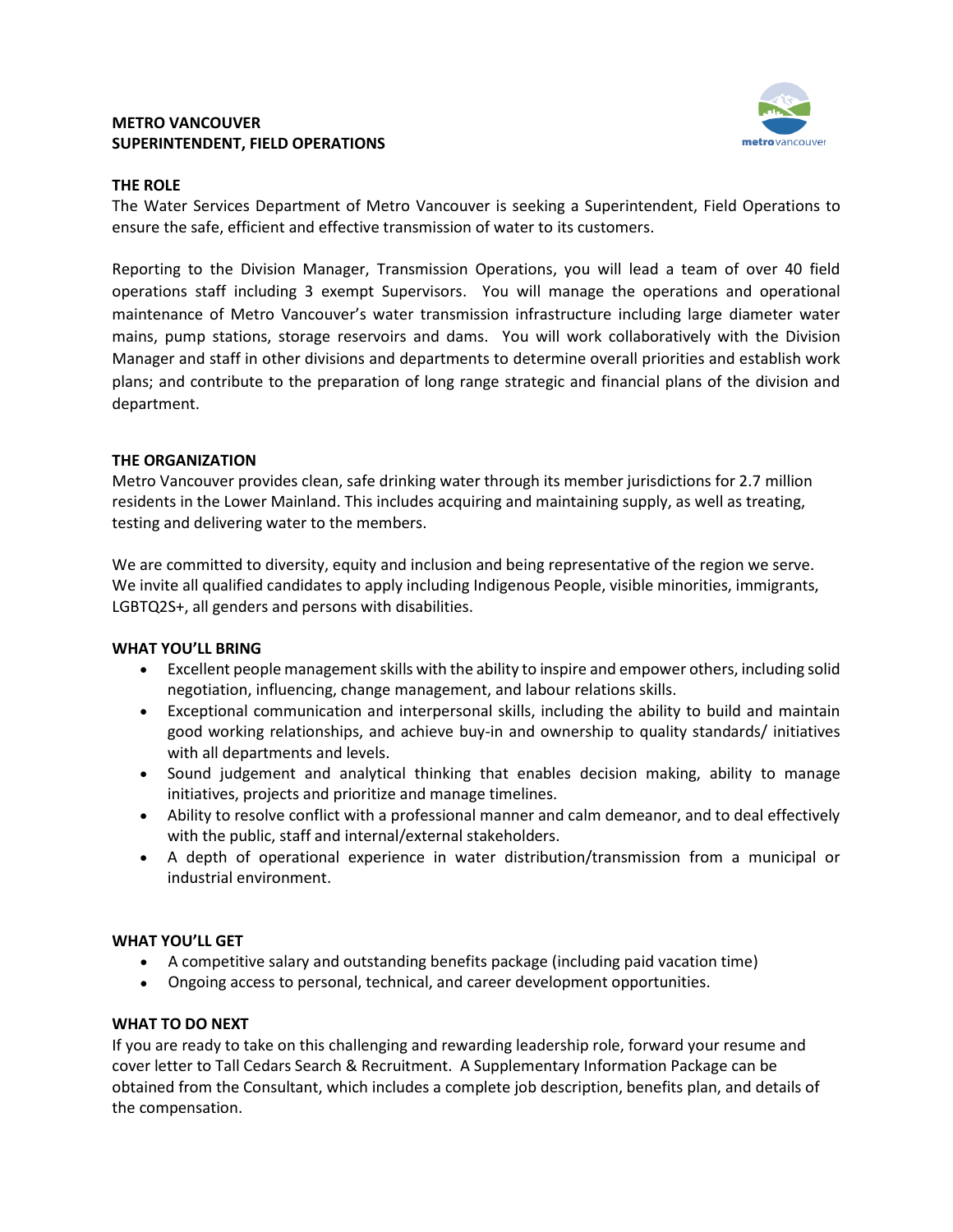# METRO VANCOUVER
# SUPERINTENDENT, FIELD OPERATIONS

## THE ROLE

The Water Services Department of Metro Vancouver is seeking a Superintendent, Field Operations to ensure the safe, efficient and effective transmission of water to its customers.

Reporting to the Division Manager, Transmission Operations, you will lead a team of over 40 field operations staff including 3 exempt Supervisors. You will manage the operations and operational maintenance of Metro Vancouver's water transmission infrastructure including large diameter water mains, pump stations, storage reservoirs and dams. You will work collaboratively with the Division Manager and staff in other divisions and departments to determine overall priorities and establish work plans; and contribute to the preparation of long range strategic and financial plans of the division and department.

## THE ORGANIZATION

Metro Vancouver provides clean, safe drinking water through its member jurisdictions for 2.7 million residents in the Lower Mainland. This includes acquiring and maintaining supply, as well as treating, testing and delivering water to the members.

We are committed to diversity, equity and inclusion and being representative of the region we serve. We invite all qualified candidates to apply including Indigenous People, visible minorities, immigrants, LGBTQ2S+, all genders and persons with disabilities.

## WHAT YOU'LL BRING

- Excellent people management skills with the ability to inspire and empower others, including solid negotiation, influencing, change management, and labour relations skills.
- Exceptional communication and interpersonal skills, including the ability to build and maintain good working relationships, and achieve buy-in and ownership to quality standards/ initiatives with all departments and levels.
- Sound judgement and analytical thinking that enables decision making, ability to manage initiatives, projects and prioritize and manage timelines.
- Ability to resolve conflict with a professional manner and calm demeanor, and to deal effectively with the public, staff and internal/external stakeholders.
- A depth of operational experience in water distribution/transmission from a municipal or industrial environment.

## WHAT YOU'LL GET

- A competitive salary and outstanding benefits package (including paid vacation time)
- Ongoing access to personal, technical, and career development opportunities.

## WHAT TO DO NEXT

If you are ready to take on this challenging and rewarding leadership role, forward your resume and cover letter to Tall Cedars Search & Recruitment. A Supplementary Information Package can be obtained from the Consultant, which includes a complete job description, benefits plan, and details of the compensation.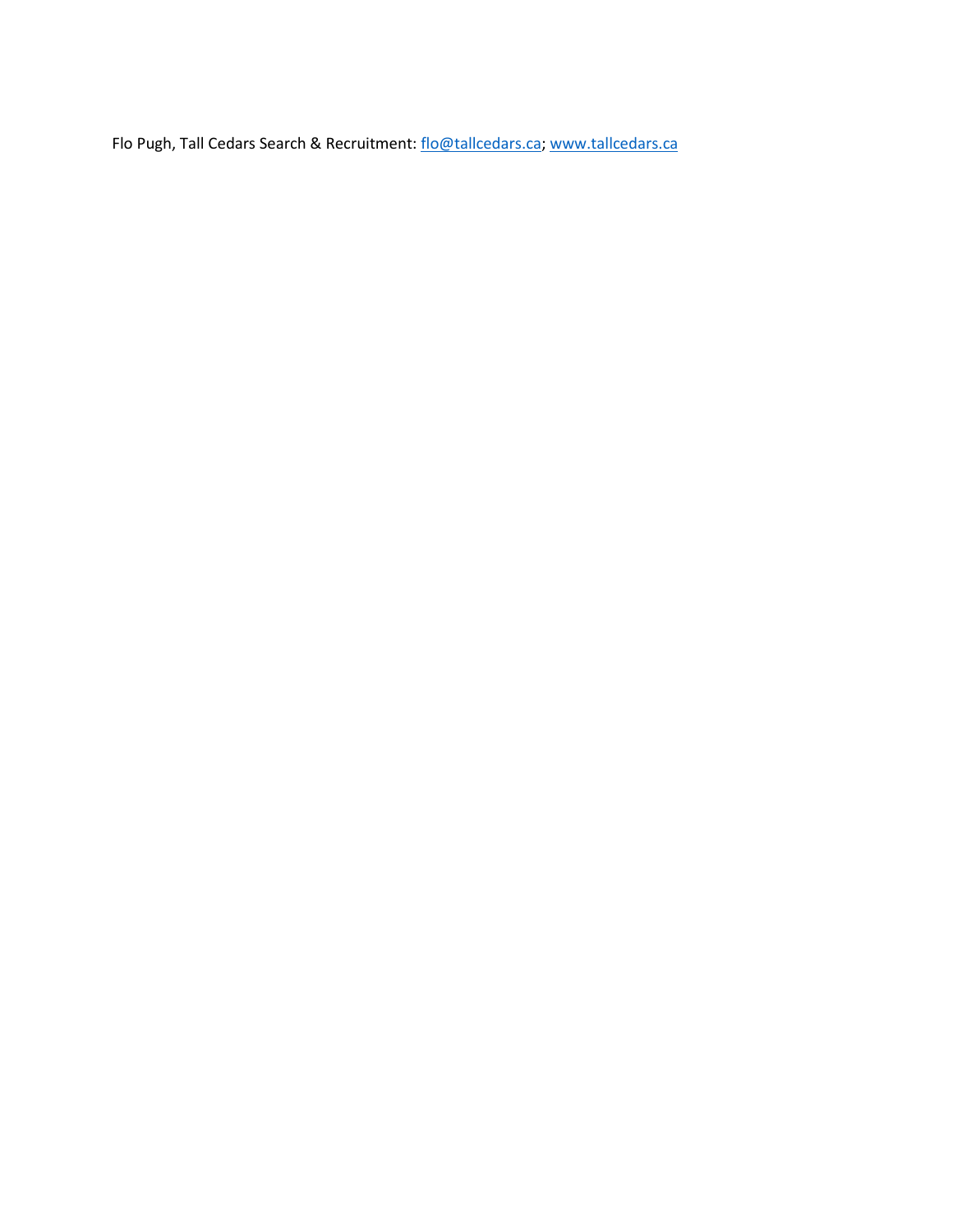Flo Pugh, Tall Cedars Search & Recruitment: [flo@tallcedars.ca](mailto:flo@tallcedars.ca); [www.tallcedars.ca](http://www.tallcedars.ca)